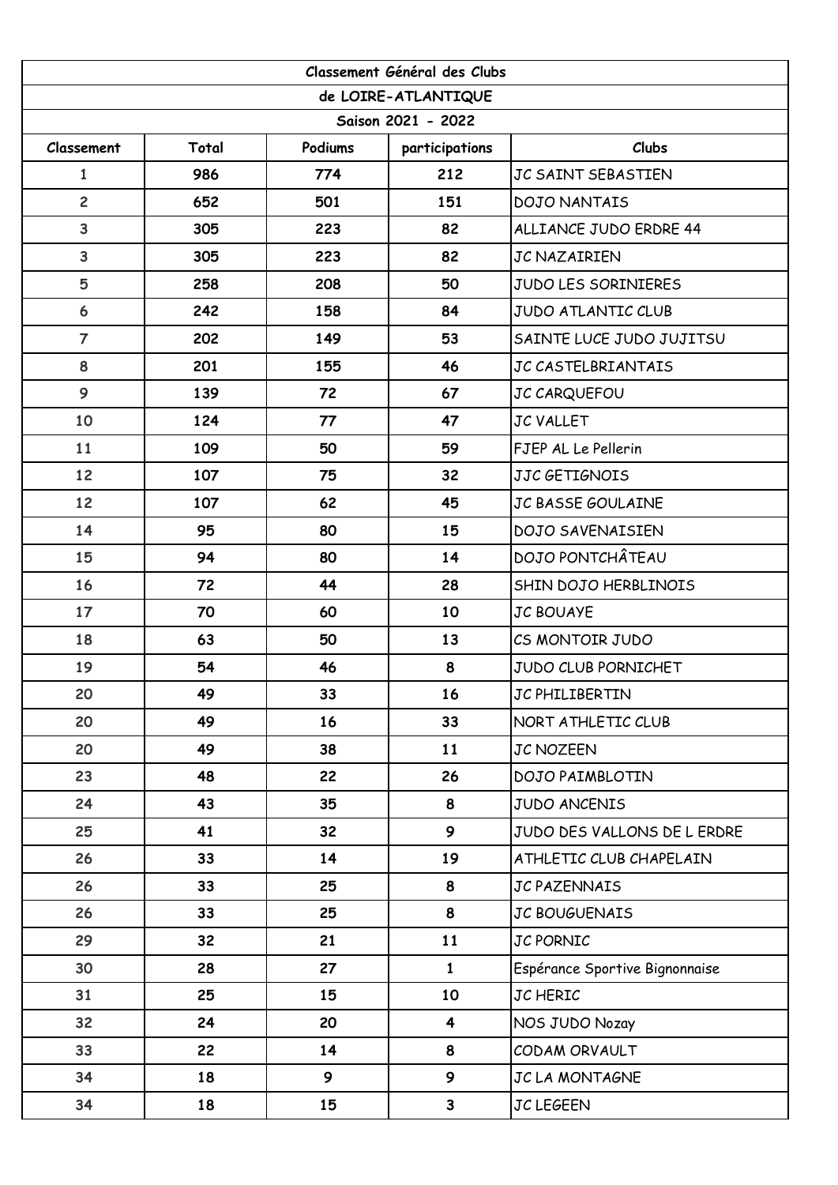| Classement Général des Clubs | | | | |
|---|---|---|---|---|
| de LOIRE-ATLANTIQUE | | | | |
| Saison 2021 - 2022 | | | | |
| Classement | Total | Podiums | participations | Clubs |
| 1 | 986 | 774 | 212 | JC SAINT SEBASTIEN |
| 2 | 652 | 501 | 151 | DOJO NANTAIS |
| 3 | 305 | 223 | 82 | ALLIANCE JUDO ERDRE 44 |
| 3 | 305 | 223 | 82 | JC NAZAIRIEN |
| 5 | 258 | 208 | 50 | JUDO LES SORINIERES |
| 6 | 242 | 158 | 84 | JUDO ATLANTIC CLUB |
| 7 | 202 | 149 | 53 | SAINTE LUCE JUDO JUJITSU |
| 8 | 201 | 155 | 46 | JC CASTELBRIANTAIS |
| 9 | 139 | 72 | 67 | JC CARQUEFOU |
| 10 | 124 | 77 | 47 | JC VALLET |
| 11 | 109 | 50 | 59 | FJEP AL Le Pellerin |
| 12 | 107 | 75 | 32 | JJC GETIGNOIS |
| 12 | 107 | 62 | 45 | JC BASSE GOULAINE |
| 14 | 95 | 80 | 15 | DOJO SAVENAISIEN |
| 15 | 94 | 80 | 14 | DOJO PONTCHÂTEAU |
| 16 | 72 | 44 | 28 | SHIN DOJO HERBLINOIS |
| 17 | 70 | 60 | 10 | JC BOUAYE |
| 18 | 63 | 50 | 13 | CS MONTOIR JUDO |
| 19 | 54 | 46 | 8 | JUDO CLUB PORNICHET |
| 20 | 49 | 33 | 16 | JC PHILIBERTIN |
| 20 | 49 | 16 | 33 | NORT ATHLETIC CLUB |
| 20 | 49 | 38 | 11 | JC NOZEEN |
| 23 | 48 | 22 | 26 | DOJO PAIMBLOTIN |
| 24 | 43 | 35 | 8 | JUDO ANCENIS |
| 25 | 41 | 32 | 9 | JUDO DES VALLONS DE L ERDRE |
| 26 | 33 | 14 | 19 | ATHLETIC CLUB CHAPELAIN |
| 26 | 33 | 25 | 8 | JC PAZENNAIS |
| 26 | 33 | 25 | 8 | JC BOUGUENAIS |
| 29 | 32 | 21 | 11 | JC PORNIC |
| 30 | 28 | 27 | 1 | Espérance Sportive Bignonnaise |
| 31 | 25 | 15 | 10 | JC HERIC |
| 32 | 24 | 20 | 4 | NOS JUDO Nozay |
| 33 | 22 | 14 | 8 | CODAM ORVAULT |
| 34 | 18 | 9 | 9 | JC LA MONTAGNE |
| 34 | 18 | 15 | 3 | JC LEGEEN |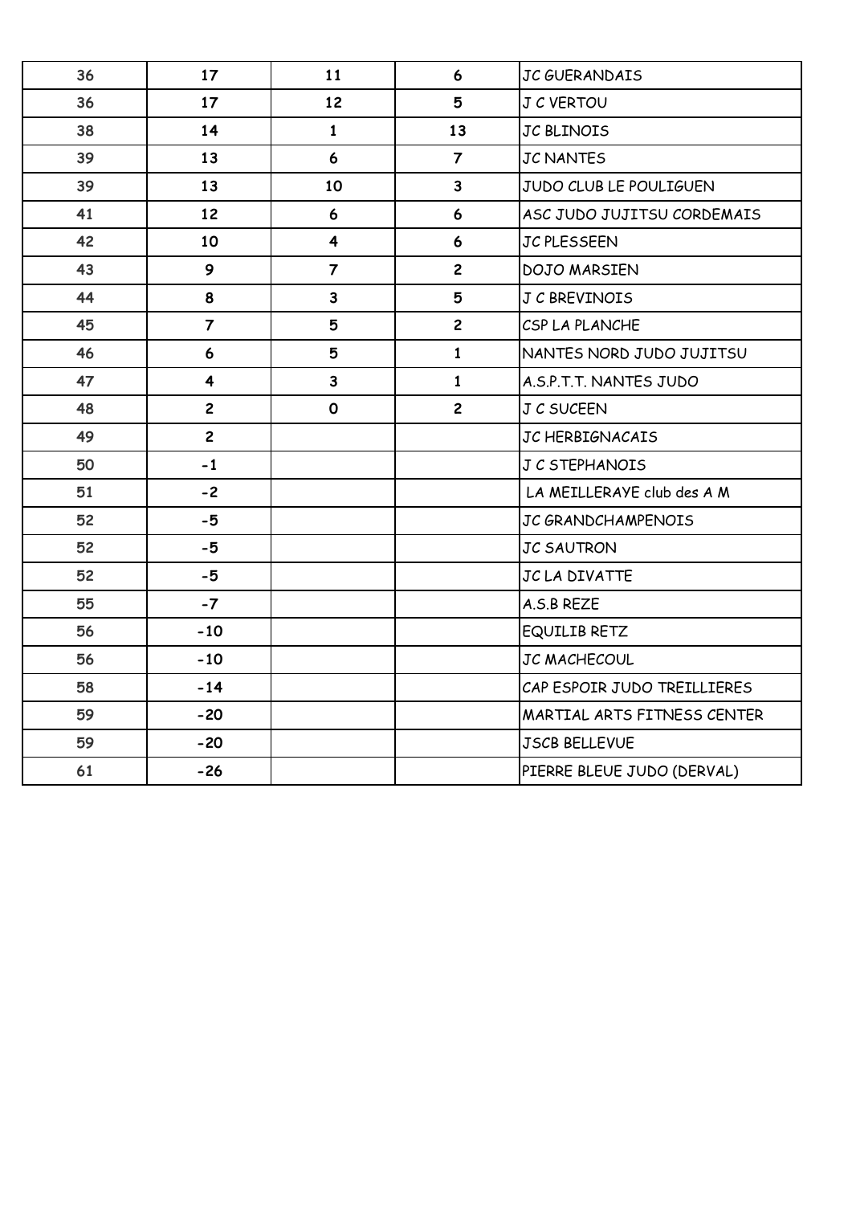| | | | | |
|---|---|---|---|---|
| 36 | 17 | 11 | 6 | JC GUERANDAIS |
| 36 | 17 | 12 | 5 | J C VERTOU |
| 38 | 14 | 1 | 13 | JC BLINOIS |
| 39 | 13 | 6 | 7 | JC NANTES |
| 39 | 13 | 10 | 3 | JUDO CLUB LE POULIGUEN |
| 41 | 12 | 6 | 6 | ASC JUDO JUJITSU CORDEMAIS |
| 42 | 10 | 4 | 6 | JC PLESSEEN |
| 43 | 9 | 7 | 2 | DOJO MARSIEN |
| 44 | 8 | 3 | 5 | J C BREVINOIS |
| 45 | 7 | 5 | 2 | CSP LA PLANCHE |
| 46 | 6 | 5 | 1 | NANTES NORD JUDO JUJITSU |
| 47 | 4 | 3 | 1 | A.S.P.T.T. NANTES JUDO |
| 48 | 2 | 0 | 2 | J C SUCEEN |
| 49 | 2 | | | JC HERBIGNACAIS |
| 50 | -1 | | | J C STEPHANOIS |
| 51 | -2 | | | LA MEILLERAYE club des A M |
| 52 | -5 | | | JC GRANDCHAMPENOIS |
| 52 | -5 | | | JC SAUTRON |
| 52 | -5 | | | JC LA DIVATTE |
| 55 | -7 | | | A.S.B REZE |
| 56 | -10 | | | EQUILIB RETZ |
| 56 | -10 | | | JC MACHECOUL |
| 58 | -14 | | | CAP ESPOIR JUDO TREILLIERES |
| 59 | -20 | | | MARTIAL ARTS FITNESS CENTER |
| 59 | -20 | | | JSCB BELLEVUE |
| 61 | -26 | | | PIERRE BLEUE JUDO (DERVAL) |